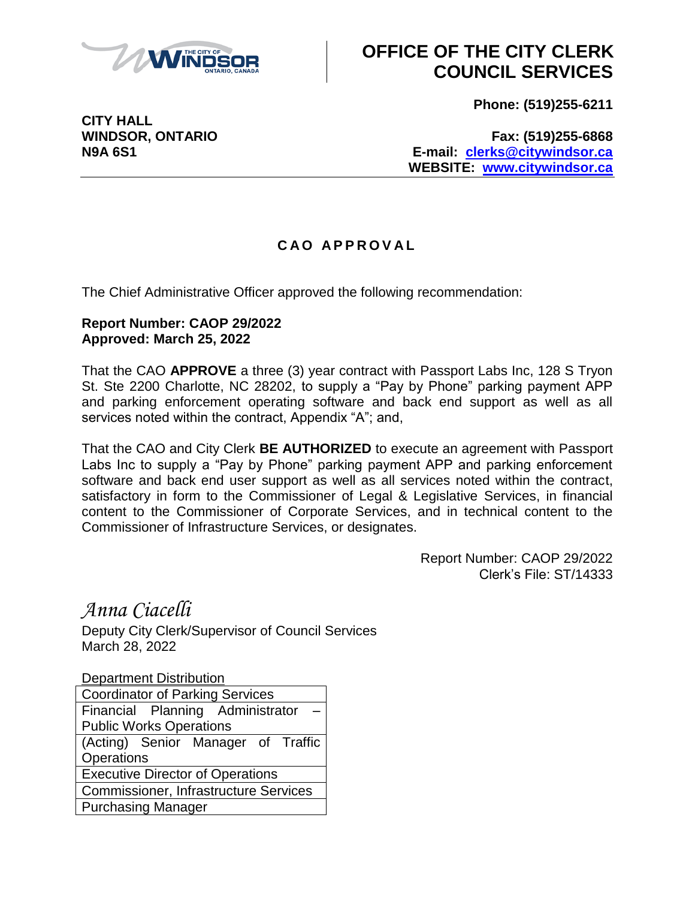# OFFICE OF THE CITY CLERK COUNCIL SERVICES

**CITY HALL**
**WINDSOR, ONTARIO**
**N9A 6S1**

**Phone: (519)255-6211**

**Fax: (519)255-6868**
**E-mail: clerks@citywindsor.ca**
**WEBSITE: www.citywindsor.ca**

## CAO APPROVAL

The Chief Administrative Officer approved the following recommendation:

**Report Number: CAOP 29/2022**
**Approved: March 25, 2022**

That the CAO **APPROVE** a three (3) year contract with Passport Labs Inc, 128 S Tryon St. Ste 2200 Charlotte, NC 28202, to supply a "Pay by Phone" parking payment APP and parking enforcement operating software and back end support as well as all services noted within the contract, Appendix "A"; and,

That the CAO and City Clerk **BE AUTHORIZED** to execute an agreement with Passport Labs Inc to supply a "Pay by Phone" parking payment APP and parking enforcement software and back end user support as well as all services noted within the contract, satisfactory in form to the Commissioner of Legal & Legislative Services, in financial content to the Commissioner of Corporate Services, and in technical content to the Commissioner of Infrastructure Services, or designates.

Report Number: CAOP 29/2022
Clerk's File: ST/14333

*Anna Ciacelli*
Deputy City Clerk/Supervisor of Council Services
March 28, 2022

Department Distribution

| |
|---|
| Coordinator of Parking Services |
| Financial Planning Administrator – Public Works Operations |
| (Acting) Senior Manager of Traffic Operations |
| Executive Director of Operations |
| Commissioner, Infrastructure Services |
| Purchasing Manager |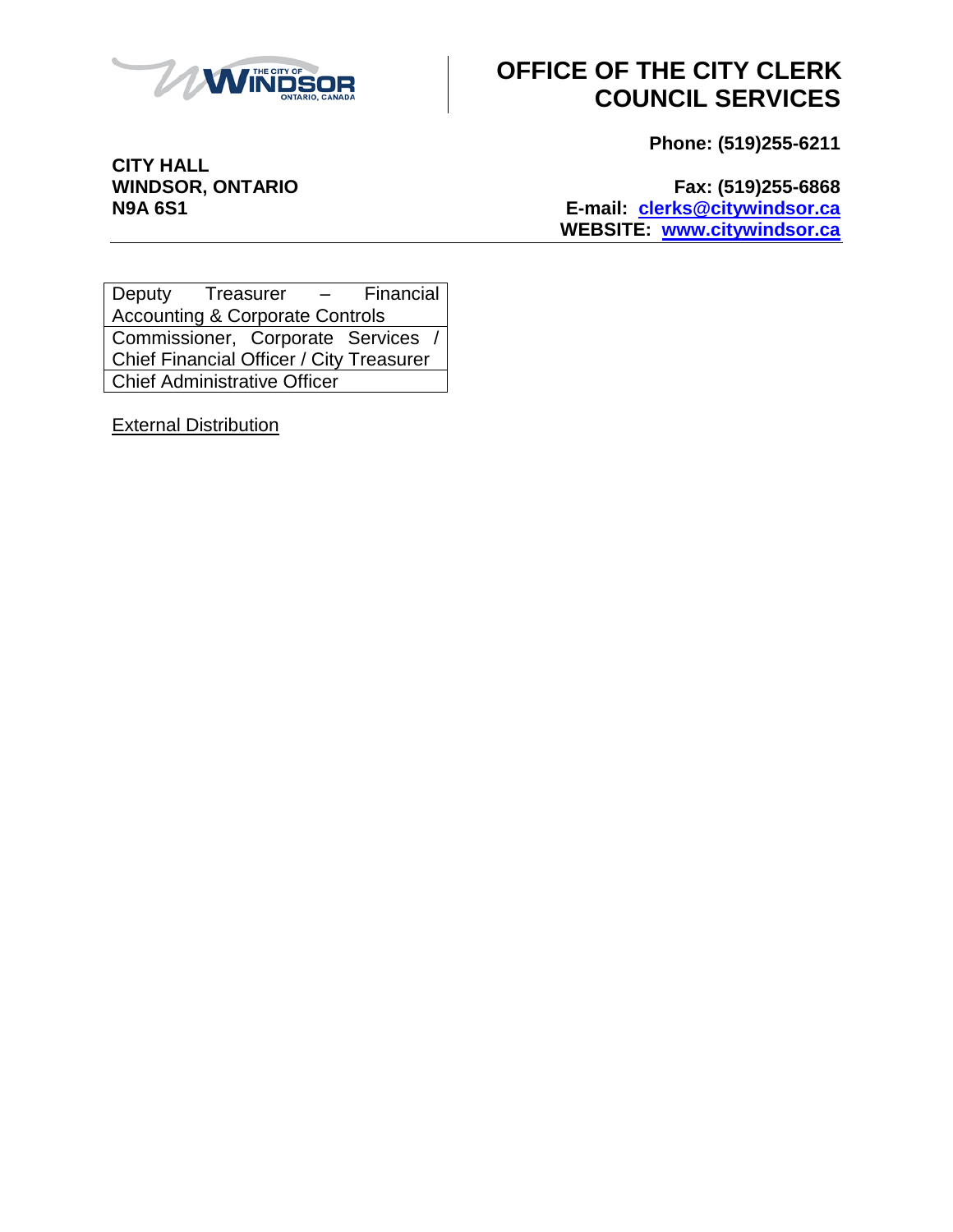# OFFICE OF THE CITY CLERK
# COUNCIL SERVICES

**CITY HALL**
**WINDSOR, ONTARIO**
**N9A 6S1**

**Phone: (519)255-6211**

**Fax: (519)255-6868**
**E-mail: clerks@citywindsor.ca**
**WEBSITE: www.citywindsor.ca**

| |
|---|
| Deputy Treasurer – Financial Accounting & Corporate Controls |
| Commissioner, Corporate Services / Chief Financial Officer / City Treasurer |
| Chief Administrative Officer |

External Distribution